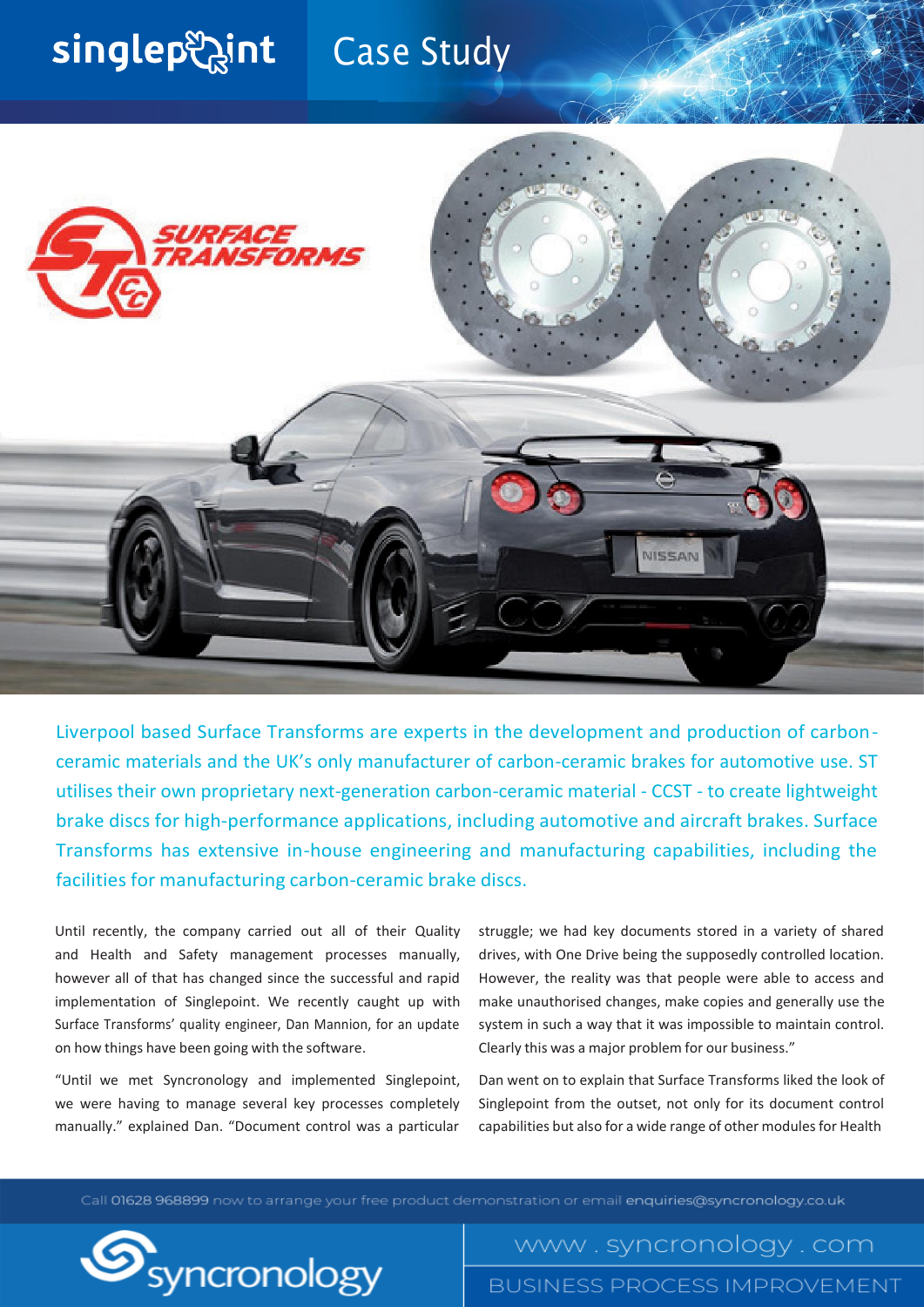# Case Study

Liverpool based Surface Transforms are experts in the development and production of carbon-ceramic materials and the UK's only manufacturer of carbon-ceramic brakes for automotive use. ST utilises their own proprietary next-generation carbon-ceramic material - CCST - to create lightweight brake discs for high-performance applications, including automotive and aircraft brakes. Surface Transforms has extensive in-house engineering and manufacturing capabilities, including the facilities for manufacturing carbon-ceramic brake discs.

Until recently, the company carried out all of their Quality and Health and Safety management processes manually, however all of that has changed since the successful and rapid implementation of Singlepoint. We recently caught up with Surface Transforms' quality engineer, Dan Mannion, for an update on how things have been going with the software.

"Until we met Syncronology and implemented Singlepoint, we were having to manage several key processes completely manually." explained Dan. "Document control was a particular struggle; we had key documents stored in a variety of shared drives, with One Drive being the supposedly controlled location. However, the reality was that people were able to access and make unauthorised changes, make copies and generally use the system in such a way that it was impossible to maintain control. Clearly this was a major problem for our business."

Dan went on to explain that Surface Transforms liked the look of Singlepoint from the outset, not only for its document control capabilities but also for a wide range of other modules for Health

Call 01628 968899 now to arrange your free product demonstration or email enquiries@syncronology.co.uk

www.syncronology.com

BUSINESS PROCESS IMPROVEMENT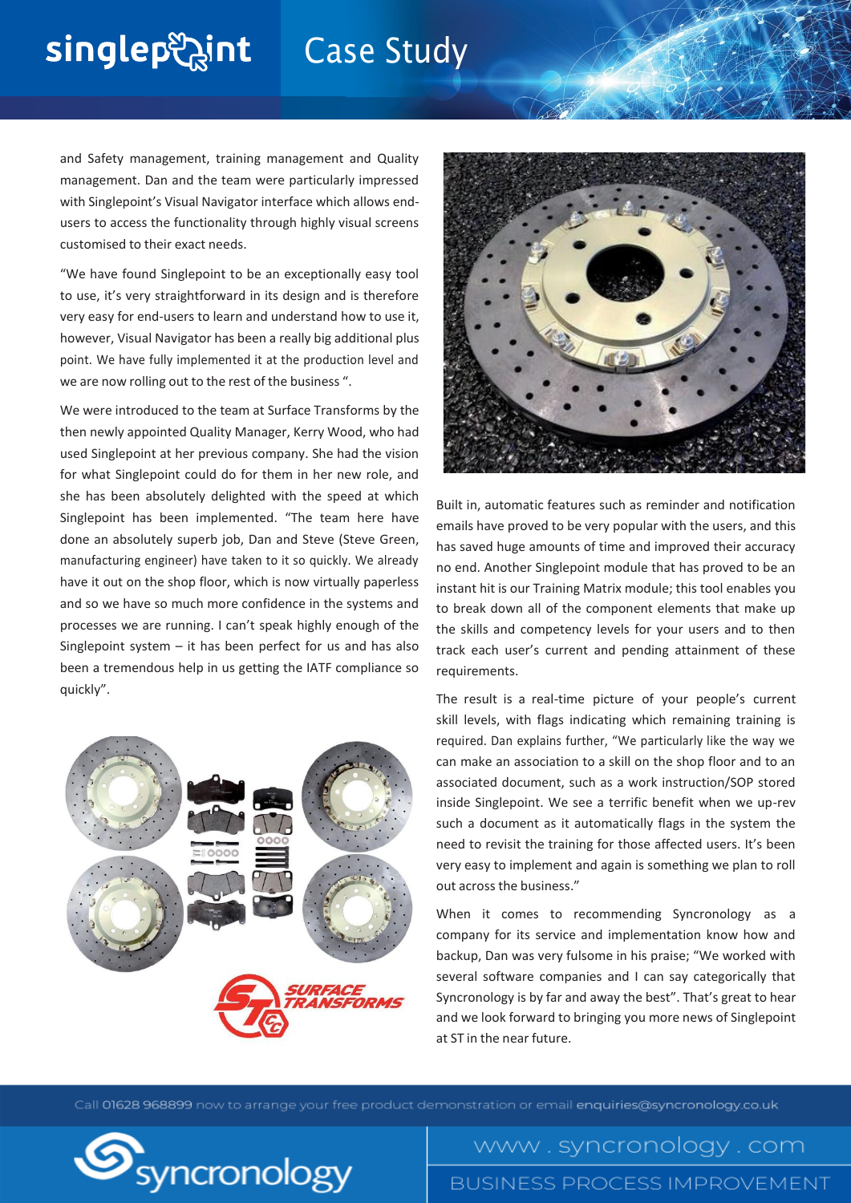and Safety management, training management and Quality management. Dan and the team were particularly impressed with Singlepoint's Visual Navigator interface which allows end-users to access the functionality through highly visual screens customised to their exact needs.

"We have found Singlepoint to be an exceptionally easy tool to use, it's very straightforward in its design and is therefore very easy for end-users to learn and understand how to use it, however, Visual Navigator has been a really big additional plus point. We have fully implemented it at the production level and we are now rolling out to the rest of the business ".

We were introduced to the team at Surface Transforms by the then newly appointed Quality Manager, Kerry Wood, who had used Singlepoint at her previous company. She had the vision for what Singlepoint could do for them in her new role, and she has been absolutely delighted with the speed at which Singlepoint has been implemented. "The team here have done an absolutely superb job, Dan and Steve (Steve Green, manufacturing engineer) have taken to it so quickly. We already have it out on the shop floor, which is now virtually paperless and so we have so much more confidence in the systems and processes we are running. I can't speak highly enough of the Singlepoint system – it has been perfect for us and has also been a tremendous help in us getting the IATF compliance so quickly".

Built in, automatic features such as reminder and notification emails have proved to be very popular with the users, and this has saved huge amounts of time and improved their accuracy no end. Another Singlepoint module that has proved to be an instant hit is our Training Matrix module; this tool enables you to break down all of the component elements that make up the skills and competency levels for your users and to then track each user's current and pending attainment of these requirements.

The result is a real-time picture of your people's current skill levels, with flags indicating which remaining training is required. Dan explains further, "We particularly like the way we can make an association to a skill on the shop floor and to an associated document, such as a work instruction/SOP stored inside Singlepoint. We see a terrific benefit when we up-rev such a document as it automatically flags in the system the need to revisit the training for those affected users. It's been very easy to implement and again is something we plan to roll out across the business."

When it comes to recommending Syncronology as a company for its service and implementation know how and backup, Dan was very fulsome in his praise; "We worked with several software companies and I can say categorically that Syncronology is by far and away the best". That's great to hear and we look forward to bringing you more news of Singlepoint at ST in the near future.

Call 01628 968899 now to arrange your free product demonstration or email enquiries@syncronology.co.uk

www . syncronology . com

BUSINESS PROCESS IMPROVEMENT